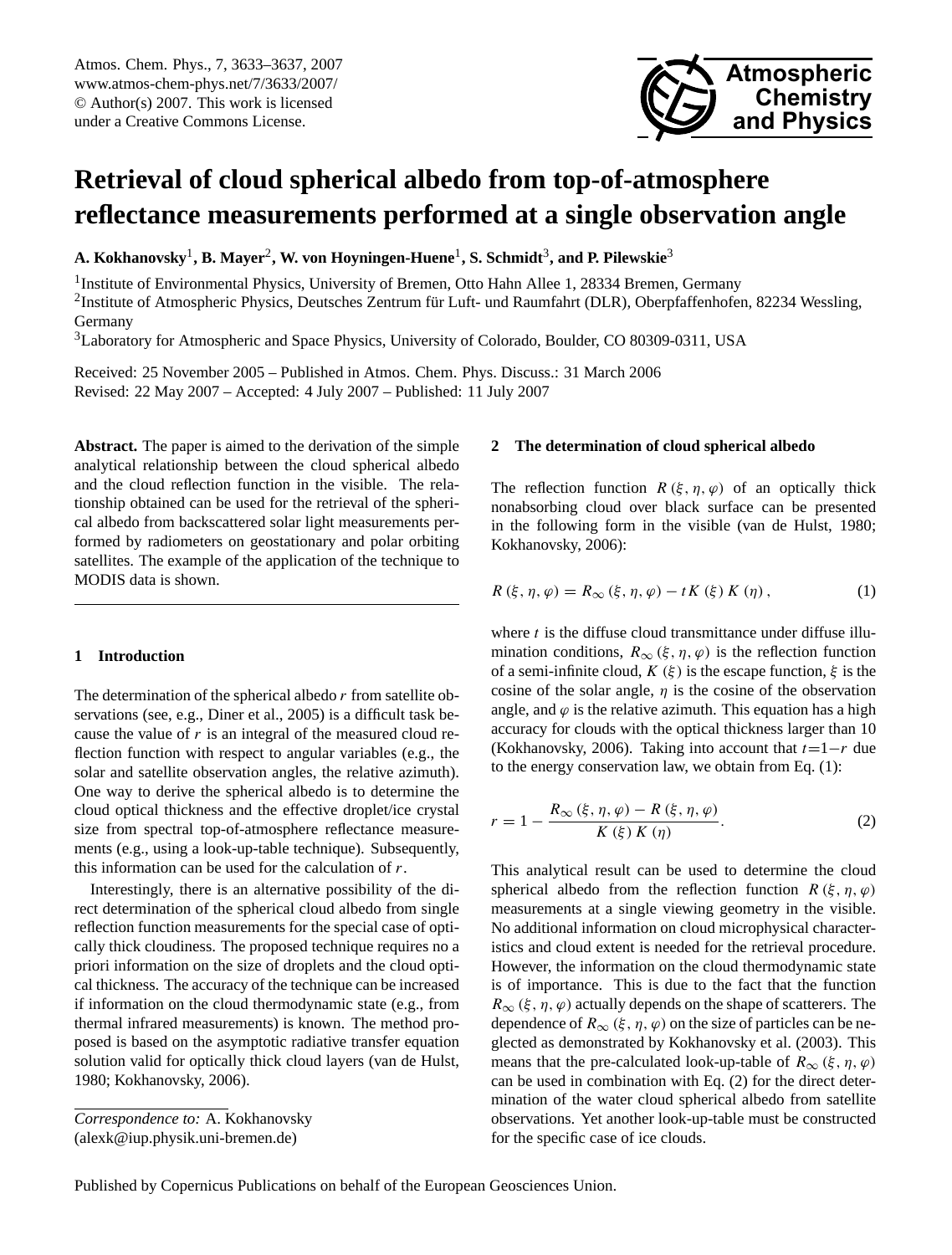# Retrieval of cloud spherical albedo from top-of-atmosphere reflectance measurements performed at a single observation angle

**A. Kokhanovsky**[1], **B. Mayer**[2], **W. von Hoyningen-Huene**[1], **S. Schmidt**[3], **and P. Pilewskie**[3]

[1]Institute of Environmental Physics, University of Bremen, Otto Hahn Allee 1, 28334 Bremen, Germany

[2]Institute of Atmospheric Physics, Deutsches Zentrum für Luft- und Raumfahrt (DLR), Oberpfaffenhofen, 82234 Wessling, Germany

[3]Laboratory for Atmospheric and Space Physics, University of Colorado, Boulder, CO 80309-0311, USA

Received: 25 November 2005 – Published in Atmos. Chem. Phys. Discuss.: 31 March 2006
Revised: 22 May 2007 – Accepted: 4 July 2007 – Published: 11 July 2007

**Abstract.** The paper is aimed to the derivation of the simple analytical relationship between the cloud spherical albedo and the cloud reflection function in the visible. The relationship obtained can be used for the retrieval of the spherical albedo from backscattered solar light measurements performed by radiometers on geostationary and polar orbiting satellites. The example of the application of the technique to MODIS data is shown.

## 1 Introduction

The determination of the spherical albedo $r$ from satellite observations (see, e.g., Diner et al., 2005) is a difficult task because the value of $r$ is an integral of the measured cloud reflection function with respect to angular variables (e.g., the solar and satellite observation angles, the relative azimuth). One way to derive the spherical albedo is to determine the cloud optical thickness and the effective droplet/ice crystal size from spectral top-of-atmosphere reflectance measurements (e.g., using a look-up-table technique). Subsequently, this information can be used for the calculation of $r$.

Interestingly, there is an alternative possibility of the direct determination of the spherical cloud albedo from single reflection function measurements for the special case of optically thick cloudiness. The proposed technique requires no a priori information on the size of droplets and the cloud optical thickness. The accuracy of the technique can be increased if information on the cloud thermodynamic state (e.g., from thermal infrared measurements) is known. The method proposed is based on the asymptotic radiative transfer equation solution valid for optically thick cloud layers (van de Hulst, 1980; Kokhanovsky, 2006).

*Correspondence to:* A. Kokhanovsky
(alexk@iup.physik.uni-bremen.de)

## 2 The determination of cloud spherical albedo

The reflection function $R(\xi, \eta, \varphi)$ of an optically thick nonabsorbing cloud over black surface can be presented in the following form in the visible (van de Hulst, 1980; Kokhanovsky, 2006):

$$R(\xi, \eta, \varphi) = R_\infty(\xi, \eta, \varphi) - tK(\xi)K(\eta), \tag{1}$$

where $t$ is the diffuse cloud transmittance under diffuse illumination conditions, $R_\infty(\xi, \eta, \varphi)$ is the reflection function of a semi-infinite cloud, $K(\xi)$ is the escape function, $\xi$ is the cosine of the solar angle, $\eta$ is the cosine of the observation angle, and $\varphi$ is the relative azimuth. This equation has a high accuracy for clouds with the optical thickness larger than 10 (Kokhanovsky, 2006). Taking into account that $t=1-r$ due to the energy conservation law, we obtain from Eq. (1):

$$r = 1 - \frac{R_\infty(\xi, \eta, \varphi) - R(\xi, \eta, \varphi)}{K(\xi)K(\eta)}. \tag{2}$$

This analytical result can be used to determine the cloud spherical albedo from the reflection function $R(\xi, \eta, \varphi)$ measurements at a single viewing geometry in the visible. No additional information on cloud microphysical characteristics and cloud extent is needed for the retrieval procedure. However, the information on the cloud thermodynamic state is of importance. This is due to the fact that the function $R_\infty(\xi, \eta, \varphi)$ actually depends on the shape of scatterers. The dependence of $R_\infty(\xi, \eta, \varphi)$ on the size of particles can be neglected as demonstrated by Kokhanovsky et al. (2003). This means that the pre-calculated look-up-table of $R_\infty(\xi, \eta, \varphi)$ can be used in combination with Eq. (2) for the direct determination of the water cloud spherical albedo from satellite observations. Yet another look-up-table must be constructed for the specific case of ice clouds.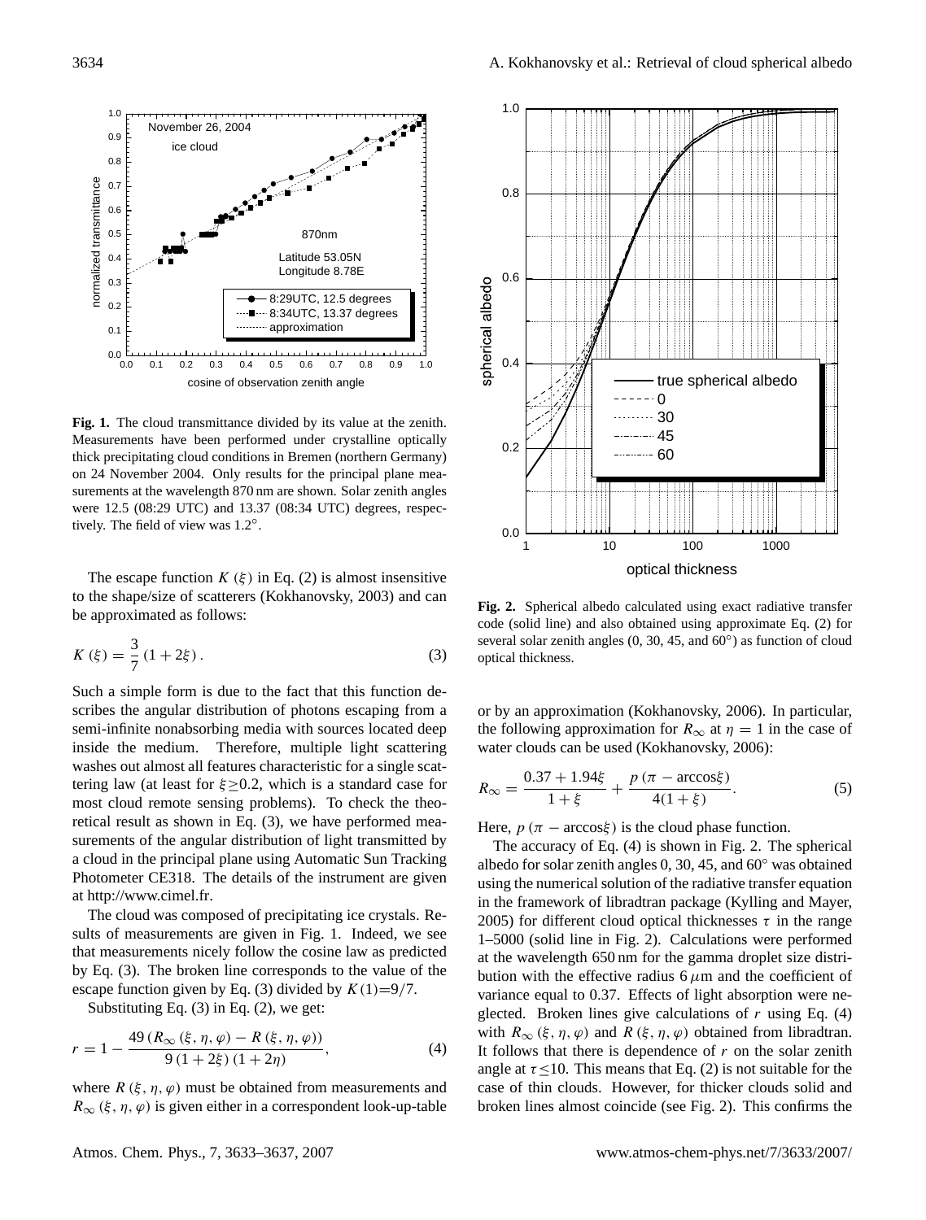**Fig. 1.** The cloud transmittance divided by its value at the zenith. Measurements have been performed under crystalline optically thick precipitating cloud conditions in Bremen (northern Germany) on 24 November 2004. Only results for the principal plane measurements at the wavelength 870 nm are shown. Solar zenith angles were 12.5 (08:29 UTC) and 13.37 (08:34 UTC) degrees, respectively. The field of view was 1.2°.

The escape function $K(\xi)$ in Eq. (2) is almost insensitive to the shape/size of scatterers (Kokhanovsky, 2003) and can be approximated as follows:

$$K(\xi) = \frac{3}{7}(1+2\xi). \tag{3}$$

Such a simple form is due to the fact that this function describes the angular distribution of photons escaping from a semi-infinite nonabsorbing media with sources located deep inside the medium. Therefore, multiple light scattering washes out almost all features characteristic for a single scattering law (at least for $\xi \geq 0.2$, which is a standard case for most cloud remote sensing problems). To check the theoretical result as shown in Eq. (3), we have performed measurements of the angular distribution of light transmitted by a cloud in the principal plane using Automatic Sun Tracking Photometer CE318. The details of the instrument are given at http://www.cimel.fr.

The cloud was composed of precipitating ice crystals. Results of measurements are given in Fig. 1. Indeed, we see that measurements nicely follow the cosine law as predicted by Eq. (3). The broken line corresponds to the value of the escape function given by Eq. (3) divided by $K(1)=9/7$.

Substituting Eq. (3) in Eq. (2), we get:

$$r = 1 - \frac{49\left(R_\infty(\xi,\eta,\varphi) - R(\xi,\eta,\varphi)\right)}{9(1+2\xi)(1+2\eta)}, \tag{4}$$

where $R(\xi,\eta,\varphi)$ must be obtained from measurements and $R_\infty(\xi,\eta,\varphi)$ is given either in a correspondent look-up-table or by an approximation (Kokhanovsky, 2006). In particular, the following approximation for $R_\infty$ at $\eta=1$ in the case of water clouds can be used (Kokhanovsky, 2006):

$$R_\infty = \frac{0.37+1.94\xi}{1+\xi} + \frac{p(\pi - \arccos\xi)}{4(1+\xi)}. \tag{5}$$

Here, $p(\pi - \arccos\xi)$ is the cloud phase function.

**Fig. 2.** Spherical albedo calculated using exact radiative transfer code (solid line) and also obtained using approximate Eq. (2) for several solar zenith angles (0, 30, 45, and 60°) as function of cloud optical thickness.

The accuracy of Eq. (4) is shown in Fig. 2. The spherical albedo for solar zenith angles 0, 30, 45, and 60° was obtained using the numerical solution of the radiative transfer equation in the framework of libradtran package (Kylling and Mayer, 2005) for different cloud optical thicknesses $\tau$ in the range 1–5000 (solid line in Fig. 2). Calculations were performed at the wavelength 650 nm for the gamma droplet size distribution with the effective radius 6 $\mu$m and the coefficient of variance equal to 0.37. Effects of light absorption were neglected. Broken lines give calculations of $r$ using Eq. (4) with $R_\infty(\xi,\eta,\varphi)$ and $R(\xi,\eta,\varphi)$ obtained from libradtran. It follows that there is dependence of $r$ on the solar zenith angle at $\tau \leq 10$. This means that Eq. (2) is not suitable for the case of thin clouds. However, for thicker clouds solid and broken lines almost coincide (see Fig. 2). This confirms the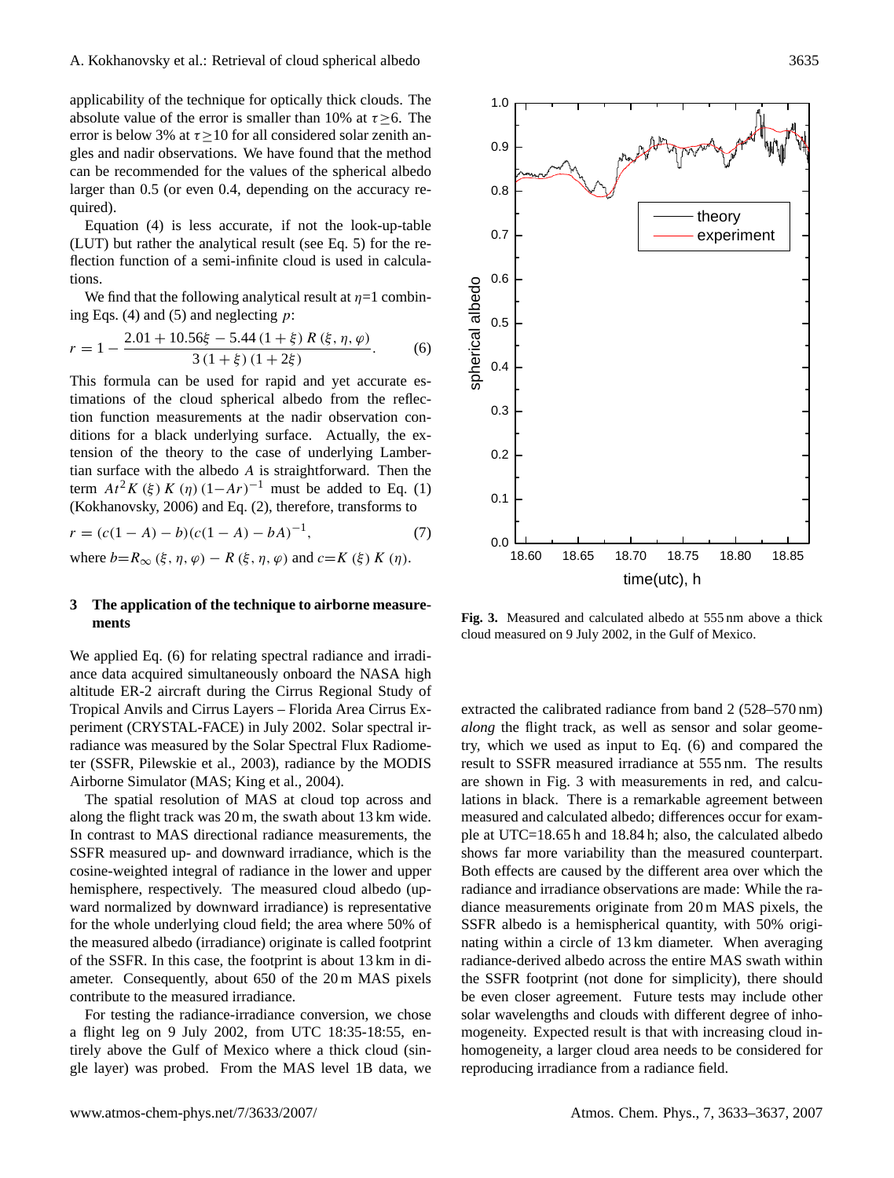applicability of the technique for optically thick clouds. The absolute value of the error is smaller than 10% at $\tau \geq 6$. The error is below 3% at $\tau \geq 10$ for all considered solar zenith angles and nadir observations. We have found that the method can be recommended for the values of the spherical albedo larger than 0.5 (or even 0.4, depending on the accuracy required).

Equation (4) is less accurate, if not the look-up-table (LUT) but rather the analytical result (see Eq. 5) for the reflection function of a semi-infinite cloud is used in calculations.

We find that the following analytical result at $\eta$=1 combining Eqs. (4) and (5) and neglecting $p$:

$$r = 1 - \frac{2.01 + 10.56\xi - 5.44\,(1+\xi)\,R\,(\xi, \eta, \varphi)}{3\,(1+\xi)\,(1+2\xi)}. \qquad (6)$$

This formula can be used for rapid and yet accurate estimations of the cloud spherical albedo from the reflection function measurements at the nadir observation conditions for a black underlying surface. Actually, the extension of the theory to the case of underlying Lambertian surface with the albedo $A$ is straightforward. Then the term $At^2 K\,(\xi)\,K\,(\eta)\,(1-Ar)^{-1}$ must be added to Eq. (1) (Kokhanovsky, 2006) and Eq. (2), therefore, transforms to

$$r = (c(1-A) - b)(c(1-A) - bA)^{-1}, \qquad (7)$$

where $b = R_\infty\,(\xi, \eta, \varphi) - R\,(\xi, \eta, \varphi)$ and $c = K\,(\xi)\,K\,(\eta)$.

## 3 The application of the technique to airborne measurements

We applied Eq. (6) for relating spectral radiance and irradiance data acquired simultaneously onboard the NASA high altitude ER-2 aircraft during the Cirrus Regional Study of Tropical Anvils and Cirrus Layers – Florida Area Cirrus Experiment (CRYSTAL-FACE) in July 2002. Solar spectral irradiance was measured by the Solar Spectral Flux Radiometer (SSFR, Pilewskie et al., 2003), radiance by the MODIS Airborne Simulator (MAS; King et al., 2004).

The spatial resolution of MAS at cloud top across and along the flight track was 20 m, the swath about 13 km wide. In contrast to MAS directional radiance measurements, the SSFR measured up- and downward irradiance, which is the cosine-weighted integral of radiance in the lower and upper hemisphere, respectively. The measured cloud albedo (upward normalized by downward irradiance) is representative for the whole underlying cloud field; the area where 50% of the measured albedo (irradiance) originate is called footprint of the SSFR. In this case, the footprint is about 13 km in diameter. Consequently, about 650 of the 20 m MAS pixels contribute to the measured irradiance.

For testing the radiance-irradiance conversion, we chose a flight leg on 9 July 2002, from UTC 18:35-18:55, entirely above the Gulf of Mexico where a thick cloud (single layer) was probed. From the MAS level 1B data, we extracted the calibrated radiance from band 2 (528–570 nm) *along* the flight track, as well as sensor and solar geometry, which we used as input to Eq. (6) and compared the result to SSFR measured irradiance at 555 nm. The results are shown in Fig. 3 with measurements in red, and calculations in black. There is a remarkable agreement between measured and calculated albedo; differences occur for example at UTC=18.65 h and 18.84 h; also, the calculated albedo shows far more variability than the measured counterpart. Both effects are caused by the different area over which the radiance and irradiance observations are made: While the radiance measurements originate from 20 m MAS pixels, the SSFR albedo is a hemispherical quantity, with 50% originating within a circle of 13 km diameter. When averaging radiance-derived albedo across the entire MAS swath within the SSFR footprint (not done for simplicity), there should be even closer agreement. Future tests may include other solar wavelengths and clouds with different degree of inhomogeneity. Expected result is that with increasing cloud inhomogeneity, a larger cloud area needs to be considered for reproducing irradiance from a radiance field.

**Fig. 3.** Measured and calculated albedo at 555 nm above a thick cloud measured on 9 July 2002, in the Gulf of Mexico.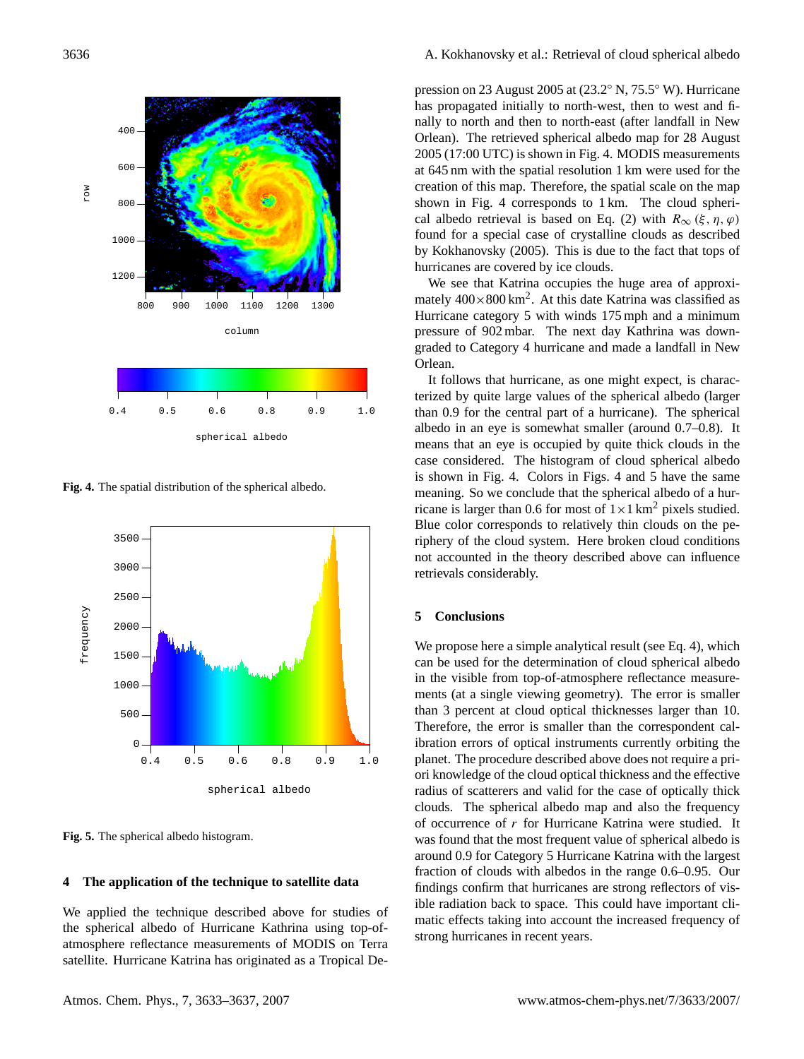Fig. 4. The spatial distribution of the spherical albedo.

Fig. 5. The spherical albedo histogram.

## 4 The application of the technique to satellite data

We applied the technique described above for studies of the spherical albedo of Hurricane Kathrina using top-of-atmosphere reflectance measurements of MODIS on Terra satellite. Hurricane Katrina has originated as a Tropical Depression on 23 August 2005 at (23.2° N, 75.5° W). Hurricane has propagated initially to north-west, then to west and finally to north and then to north-east (after landfall in New Orlean). The retrieved spherical albedo map for 28 August 2005 (17:00 UTC) is shown in Fig. 4. MODIS measurements at 645 nm with the spatial resolution 1 km were used for the creation of this map. Therefore, the spatial scale on the map shown in Fig. 4 corresponds to 1 km. The cloud spherical albedo retrieval is based on Eq. (2) with $R_\infty(\xi, \eta, \varphi)$ found for a special case of crystalline clouds as described by Kokhanovsky (2005). This is due to the fact that tops of hurricanes are covered by ice clouds.

We see that Katrina occupies the huge area of approximately $400\times800\,\mathrm{km}^2$. At this date Katrina was classified as Hurricane category 5 with winds 175 mph and a minimum pressure of 902 mbar. The next day Kathrina was downgraded to Category 4 hurricane and made a landfall in New Orlean.

It follows that hurricane, as one might expect, is characterized by quite large values of the spherical albedo (larger than 0.9 for the central part of a hurricane). The spherical albedo in an eye is somewhat smaller (around 0.7–0.8). It means that an eye is occupied by quite thick clouds in the case considered. The histogram of cloud spherical albedo is shown in Fig. 4. Colors in Figs. 4 and 5 have the same meaning. So we conclude that the spherical albedo of a hurricane is larger than 0.6 for most of $1\times1\,\mathrm{km}^2$ pixels studied. Blue color corresponds to relatively thin clouds on the periphery of the cloud system. Here broken cloud conditions not accounted in the theory described above can influence retrievals considerably.

## 5 Conclusions

We propose here a simple analytical result (see Eq. 4), which can be used for the determination of cloud spherical albedo in the visible from top-of-atmosphere reflectance measurements (at a single viewing geometry). The error is smaller than 3 percent at cloud optical thicknesses larger than 10. Therefore, the error is smaller than the correspondent calibration errors of optical instruments currently orbiting the planet. The procedure described above does not require a priori knowledge of the cloud optical thickness and the effective radius of scatterers and valid for the case of optically thick clouds. The spherical albedo map and also the frequency of occurrence of $r$ for Hurricane Katrina were studied. It was found that the most frequent value of spherical albedo is around 0.9 for Category 5 Hurricane Katrina with the largest fraction of clouds with albedos in the range 0.6–0.95. Our findings confirm that hurricanes are strong reflectors of visible radiation back to space. This could have important climatic effects taking into account the increased frequency of strong hurricanes in recent years.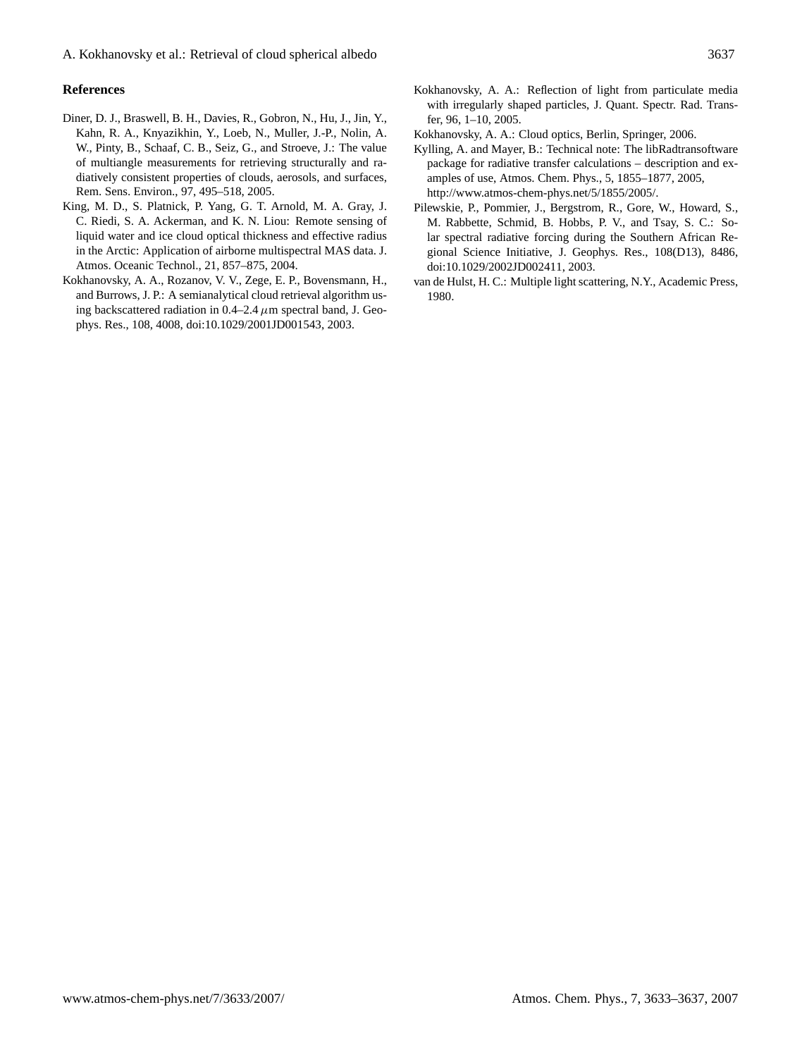## References

Diner, D. J., Braswell, B. H., Davies, R., Gobron, N., Hu, J., Jin, Y., Kahn, R. A., Knyazikhin, Y., Loeb, N., Muller, J.-P., Nolin, A. W., Pinty, B., Schaaf, C. B., Seiz, G., and Stroeve, J.: The value of multiangle measurements for retrieving structurally and radiatively consistent properties of clouds, aerosols, and surfaces, Rem. Sens. Environ., 97, 495–518, 2005.

King, M. D., S. Platnick, P. Yang, G. T. Arnold, M. A. Gray, J. C. Riedi, S. A. Ackerman, and K. N. Liou: Remote sensing of liquid water and ice cloud optical thickness and effective radius in the Arctic: Application of airborne multispectral MAS data. J. Atmos. Oceanic Technol., 21, 857–875, 2004.

Kokhanovsky, A. A., Rozanov, V. V., Zege, E. P., Bovensmann, H., and Burrows, J. P.: A semianalytical cloud retrieval algorithm using backscattered radiation in 0.4–2.4 $\mu$m spectral band, J. Geophys. Res., 108, 4008, doi:10.1029/2001JD001543, 2003.

Kokhanovsky, A. A.: Reflection of light from particulate media with irregularly shaped particles, J. Quant. Spectr. Rad. Transfer, 96, 1–10, 2005.

Kokhanovsky, A. A.: Cloud optics, Berlin, Springer, 2006.

Kylling, A. and Mayer, B.: Technical note: The libRadtransoftware package for radiative transfer calculations – description and examples of use, Atmos. Chem. Phys., 5, 1855–1877, 2005, http://www.atmos-chem-phys.net/5/1855/2005/.

Pilewskie, P., Pommier, J., Bergstrom, R., Gore, W., Howard, S., M. Rabbette, Schmid, B. Hobbs, P. V., and Tsay, S. C.: Solar spectral radiative forcing during the Southern African Regional Science Initiative, J. Geophys. Res., 108(D13), 8486, doi:10.1029/2002JD002411, 2003.

van de Hulst, H. C.: Multiple light scattering, N.Y., Academic Press, 1980.